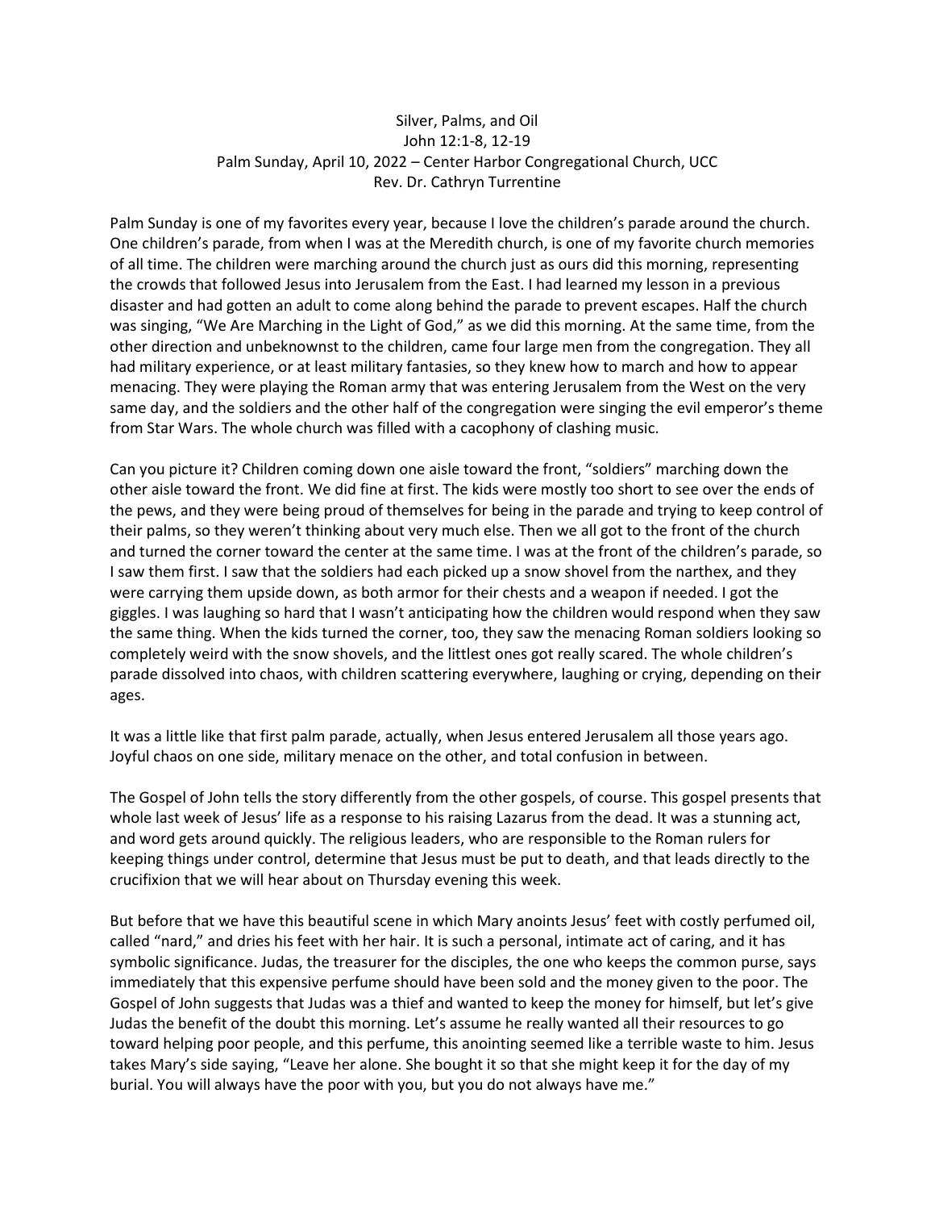# Silver, Palms, and Oil

John 12:1-8, 12-19

Palm Sunday, April 10, 2022 – Center Harbor Congregational Church, UCC

Rev. Dr. Cathryn Turrentine

Palm Sunday is one of my favorites every year, because I love the children's parade around the church. One children's parade, from when I was at the Meredith church, is one of my favorite church memories of all time. The children were marching around the church just as ours did this morning, representing the crowds that followed Jesus into Jerusalem from the East. I had learned my lesson in a previous disaster and had gotten an adult to come along behind the parade to prevent escapes. Half the church was singing, "We Are Marching in the Light of God," as we did this morning. At the same time, from the other direction and unbeknownst to the children, came four large men from the congregation. They all had military experience, or at least military fantasies, so they knew how to march and how to appear menacing. They were playing the Roman army that was entering Jerusalem from the West on the very same day, and the soldiers and the other half of the congregation were singing the evil emperor's theme from Star Wars. The whole church was filled with a cacophony of clashing music.

Can you picture it? Children coming down one aisle toward the front, "soldiers" marching down the other aisle toward the front. We did fine at first. The kids were mostly too short to see over the ends of the pews, and they were being proud of themselves for being in the parade and trying to keep control of their palms, so they weren't thinking about very much else. Then we all got to the front of the church and turned the corner toward the center at the same time. I was at the front of the children's parade, so I saw them first. I saw that the soldiers had each picked up a snow shovel from the narthex, and they were carrying them upside down, as both armor for their chests and a weapon if needed. I got the giggles. I was laughing so hard that I wasn't anticipating how the children would respond when they saw the same thing. When the kids turned the corner, too, they saw the menacing Roman soldiers looking so completely weird with the snow shovels, and the littlest ones got really scared. The whole children's parade dissolved into chaos, with children scattering everywhere, laughing or crying, depending on their ages.

It was a little like that first palm parade, actually, when Jesus entered Jerusalem all those years ago. Joyful chaos on one side, military menace on the other, and total confusion in between.

The Gospel of John tells the story differently from the other gospels, of course. This gospel presents that whole last week of Jesus' life as a response to his raising Lazarus from the dead. It was a stunning act, and word gets around quickly. The religious leaders, who are responsible to the Roman rulers for keeping things under control, determine that Jesus must be put to death, and that leads directly to the crucifixion that we will hear about on Thursday evening this week.

But before that we have this beautiful scene in which Mary anoints Jesus' feet with costly perfumed oil, called "nard," and dries his feet with her hair. It is such a personal, intimate act of caring, and it has symbolic significance. Judas, the treasurer for the disciples, the one who keeps the common purse, says immediately that this expensive perfume should have been sold and the money given to the poor. The Gospel of John suggests that Judas was a thief and wanted to keep the money for himself, but let's give Judas the benefit of the doubt this morning. Let's assume he really wanted all their resources to go toward helping poor people, and this perfume, this anointing seemed like a terrible waste to him. Jesus takes Mary's side saying, "Leave her alone. She bought it so that she might keep it for the day of my burial. You will always have the poor with you, but you do not always have me."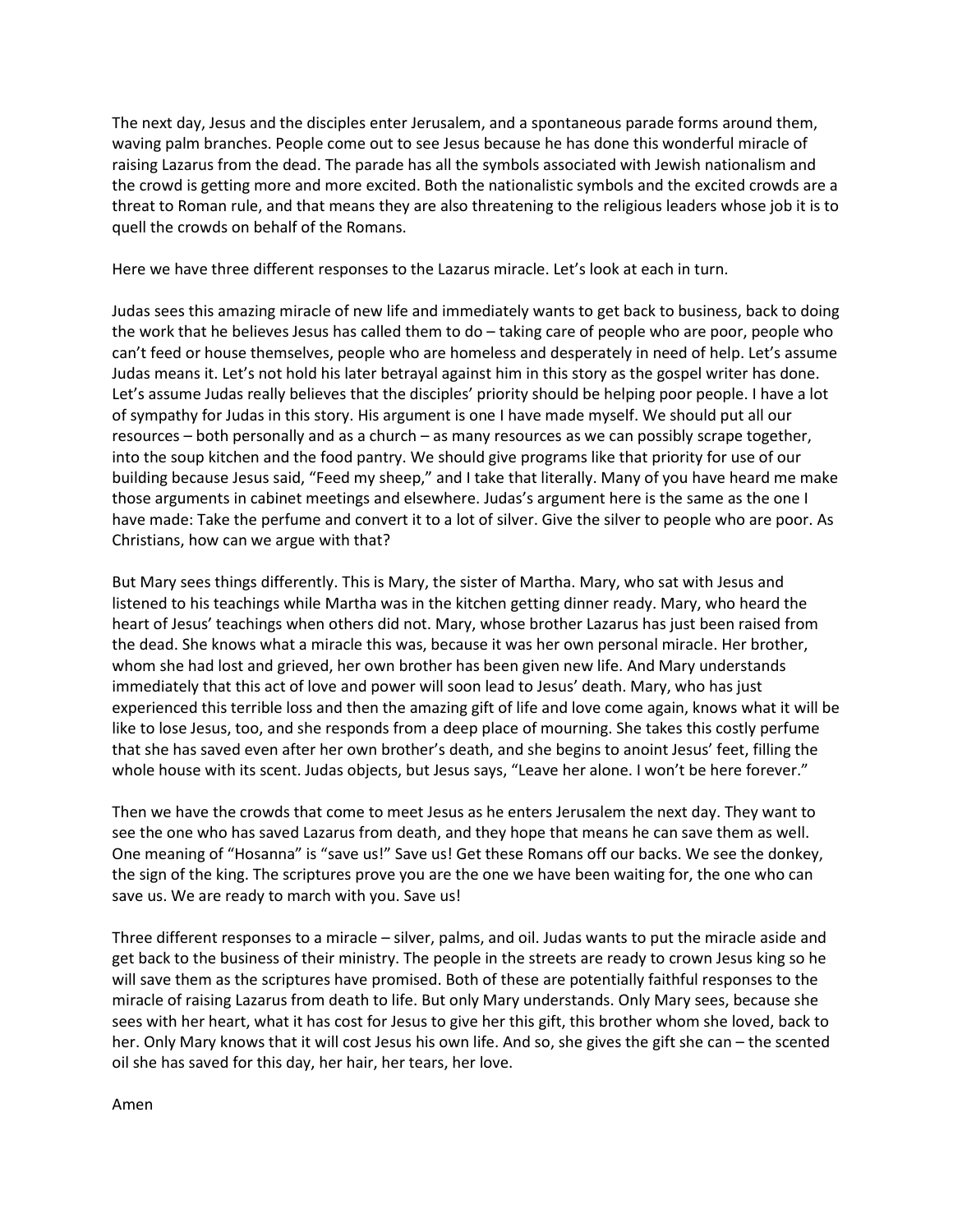The next day, Jesus and the disciples enter Jerusalem, and a spontaneous parade forms around them, waving palm branches. People come out to see Jesus because he has done this wonderful miracle of raising Lazarus from the dead. The parade has all the symbols associated with Jewish nationalism and the crowd is getting more and more excited. Both the nationalistic symbols and the excited crowds are a threat to Roman rule, and that means they are also threatening to the religious leaders whose job it is to quell the crowds on behalf of the Romans.

Here we have three different responses to the Lazarus miracle. Let's look at each in turn.

Judas sees this amazing miracle of new life and immediately wants to get back to business, back to doing the work that he believes Jesus has called them to do – taking care of people who are poor, people who can't feed or house themselves, people who are homeless and desperately in need of help. Let's assume Judas means it. Let's not hold his later betrayal against him in this story as the gospel writer has done. Let's assume Judas really believes that the disciples' priority should be helping poor people. I have a lot of sympathy for Judas in this story. His argument is one I have made myself. We should put all our resources – both personally and as a church – as many resources as we can possibly scrape together, into the soup kitchen and the food pantry. We should give programs like that priority for use of our building because Jesus said, "Feed my sheep," and I take that literally. Many of you have heard me make those arguments in cabinet meetings and elsewhere. Judas's argument here is the same as the one I have made: Take the perfume and convert it to a lot of silver. Give the silver to people who are poor. As Christians, how can we argue with that?

But Mary sees things differently. This is Mary, the sister of Martha. Mary, who sat with Jesus and listened to his teachings while Martha was in the kitchen getting dinner ready. Mary, who heard the heart of Jesus' teachings when others did not. Mary, whose brother Lazarus has just been raised from the dead. She knows what a miracle this was, because it was her own personal miracle. Her brother, whom she had lost and grieved, her own brother has been given new life. And Mary understands immediately that this act of love and power will soon lead to Jesus' death. Mary, who has just experienced this terrible loss and then the amazing gift of life and love come again, knows what it will be like to lose Jesus, too, and she responds from a deep place of mourning. She takes this costly perfume that she has saved even after her own brother's death, and she begins to anoint Jesus' feet, filling the whole house with its scent. Judas objects, but Jesus says, "Leave her alone. I won't be here forever."

Then we have the crowds that come to meet Jesus as he enters Jerusalem the next day. They want to see the one who has saved Lazarus from death, and they hope that means he can save them as well. One meaning of "Hosanna" is "save us!" Save us! Get these Romans off our backs. We see the donkey, the sign of the king. The scriptures prove you are the one we have been waiting for, the one who can save us. We are ready to march with you. Save us!

Three different responses to a miracle – silver, palms, and oil. Judas wants to put the miracle aside and get back to the business of their ministry. The people in the streets are ready to crown Jesus king so he will save them as the scriptures have promised. Both of these are potentially faithful responses to the miracle of raising Lazarus from death to life. But only Mary understands. Only Mary sees, because she sees with her heart, what it has cost for Jesus to give her this gift, this brother whom she loved, back to her. Only Mary knows that it will cost Jesus his own life. And so, she gives the gift she can – the scented oil she has saved for this day, her hair, her tears, her love.

Amen